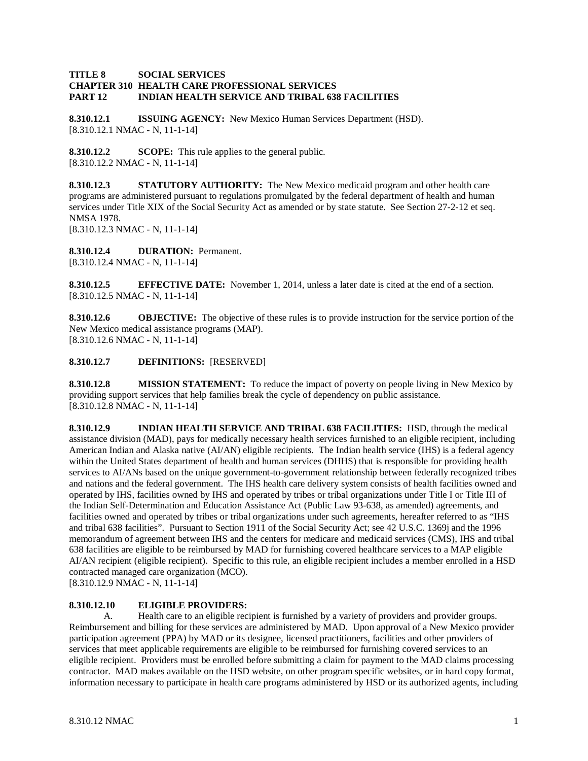**TITLE 8 SOCIAL SERVICES**
**CHAPTER 310 HEALTH CARE PROFESSIONAL SERVICES**
**PART 12 INDIAN HEALTH SERVICE AND TRIBAL 638 FACILITIES**

**8.310.12.1 ISSUING AGENCY:** New Mexico Human Services Department (HSD).
[8.310.12.1 NMAC - N, 11-1-14]

**8.310.12.2 SCOPE:** This rule applies to the general public.
[8.310.12.2 NMAC - N, 11-1-14]

**8.310.12.3 STATUTORY AUTHORITY:** The New Mexico medicaid program and other health care programs are administered pursuant to regulations promulgated by the federal department of health and human services under Title XIX of the Social Security Act as amended or by state statute. See Section 27-2-12 et seq. NMSA 1978.
[8.310.12.3 NMAC - N, 11-1-14]

**8.310.12.4 DURATION:** Permanent.
[8.310.12.4 NMAC - N, 11-1-14]

**8.310.12.5 EFFECTIVE DATE:** November 1, 2014, unless a later date is cited at the end of a section.
[8.310.12.5 NMAC - N, 11-1-14]

**8.310.12.6 OBJECTIVE:** The objective of these rules is to provide instruction for the service portion of the New Mexico medical assistance programs (MAP).
[8.310.12.6 NMAC - N, 11-1-14]

**8.310.12.7 DEFINITIONS:** [RESERVED]

**8.310.12.8 MISSION STATEMENT:** To reduce the impact of poverty on people living in New Mexico by providing support services that help families break the cycle of dependency on public assistance.
[8.310.12.8 NMAC - N, 11-1-14]

**8.310.12.9 INDIAN HEALTH SERVICE AND TRIBAL 638 FACILITIES:** HSD, through the medical assistance division (MAD), pays for medically necessary health services furnished to an eligible recipient, including American Indian and Alaska native (AI/AN) eligible recipients. The Indian health service (IHS) is a federal agency within the United States department of health and human services (DHHS) that is responsible for providing health services to AI/ANs based on the unique government-to-government relationship between federally recognized tribes and nations and the federal government. The IHS health care delivery system consists of health facilities owned and operated by IHS, facilities owned by IHS and operated by tribes or tribal organizations under Title I or Title III of the Indian Self-Determination and Education Assistance Act (Public Law 93-638, as amended) agreements, and facilities owned and operated by tribes or tribal organizations under such agreements, hereafter referred to as "IHS and tribal 638 facilities". Pursuant to Section 1911 of the Social Security Act; see 42 U.S.C. 1369j and the 1996 memorandum of agreement between IHS and the centers for medicare and medicaid services (CMS), IHS and tribal 638 facilities are eligible to be reimbursed by MAD for furnishing covered healthcare services to a MAP eligible AI/AN recipient (eligible recipient). Specific to this rule, an eligible recipient includes a member enrolled in a HSD contracted managed care organization (MCO).
[8.310.12.9 NMAC - N, 11-1-14]

**8.310.12.10 ELIGIBLE PROVIDERS:**

A. Health care to an eligible recipient is furnished by a variety of providers and provider groups. Reimbursement and billing for these services are administered by MAD. Upon approval of a New Mexico provider participation agreement (PPA) by MAD or its designee, licensed practitioners, facilities and other providers of services that meet applicable requirements are eligible to be reimbursed for furnishing covered services to an eligible recipient. Providers must be enrolled before submitting a claim for payment to the MAD claims processing contractor. MAD makes available on the HSD website, on other program specific websites, or in hard copy format, information necessary to participate in health care programs administered by HSD or its authorized agents, including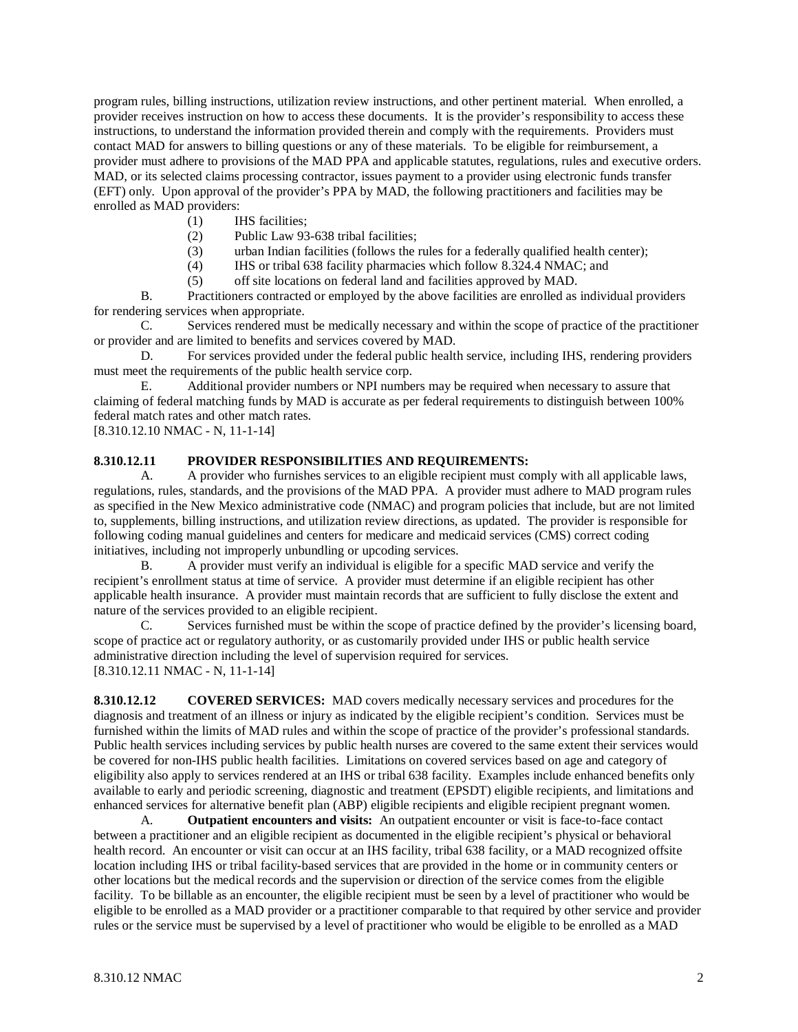program rules, billing instructions, utilization review instructions, and other pertinent material. When enrolled, a provider receives instruction on how to access these documents. It is the provider's responsibility to access these instructions, to understand the information provided therein and comply with the requirements. Providers must contact MAD for answers to billing questions or any of these materials. To be eligible for reimbursement, a provider must adhere to provisions of the MAD PPA and applicable statutes, regulations, rules and executive orders. MAD, or its selected claims processing contractor, issues payment to a provider using electronic funds transfer (EFT) only. Upon approval of the provider's PPA by MAD, the following practitioners and facilities may be enrolled as MAD providers:

(1) IHS facilities;
(2) Public Law 93-638 tribal facilities;
(3) urban Indian facilities (follows the rules for a federally qualified health center);
(4) IHS or tribal 638 facility pharmacies which follow 8.324.4 NMAC; and
(5) off site locations on federal land and facilities approved by MAD.

B. Practitioners contracted or employed by the above facilities are enrolled as individual providers for rendering services when appropriate.

C. Services rendered must be medically necessary and within the scope of practice of the practitioner or provider and are limited to benefits and services covered by MAD.

D. For services provided under the federal public health service, including IHS, rendering providers must meet the requirements of the public health service corp.

E. Additional provider numbers or NPI numbers may be required when necessary to assure that claiming of federal matching funds by MAD is accurate as per federal requirements to distinguish between 100% federal match rates and other match rates.

[8.310.12.10 NMAC - N, 11-1-14]

**8.310.12.11 PROVIDER RESPONSIBILITIES AND REQUIREMENTS:**

A. A provider who furnishes services to an eligible recipient must comply with all applicable laws, regulations, rules, standards, and the provisions of the MAD PPA. A provider must adhere to MAD program rules as specified in the New Mexico administrative code (NMAC) and program policies that include, but are not limited to, supplements, billing instructions, and utilization review directions, as updated. The provider is responsible for following coding manual guidelines and centers for medicare and medicaid services (CMS) correct coding initiatives, including not improperly unbundling or upcoding services.

B. A provider must verify an individual is eligible for a specific MAD service and verify the recipient's enrollment status at time of service. A provider must determine if an eligible recipient has other applicable health insurance. A provider must maintain records that are sufficient to fully disclose the extent and nature of the services provided to an eligible recipient.

C. Services furnished must be within the scope of practice defined by the provider's licensing board, scope of practice act or regulatory authority, or as customarily provided under IHS or public health service administrative direction including the level of supervision required for services.

[8.310.12.11 NMAC - N, 11-1-14]

**8.310.12.12 COVERED SERVICES:** MAD covers medically necessary services and procedures for the diagnosis and treatment of an illness or injury as indicated by the eligible recipient's condition. Services must be furnished within the limits of MAD rules and within the scope of practice of the provider's professional standards. Public health services including services by public health nurses are covered to the same extent their services would be covered for non-IHS public health facilities. Limitations on covered services based on age and category of eligibility also apply to services rendered at an IHS or tribal 638 facility. Examples include enhanced benefits only available to early and periodic screening, diagnostic and treatment (EPSDT) eligible recipients, and limitations and enhanced services for alternative benefit plan (ABP) eligible recipients and eligible recipient pregnant women.

A. **Outpatient encounters and visits:** An outpatient encounter or visit is face-to-face contact between a practitioner and an eligible recipient as documented in the eligible recipient's physical or behavioral health record. An encounter or visit can occur at an IHS facility, tribal 638 facility, or a MAD recognized offsite location including IHS or tribal facility-based services that are provided in the home or in community centers or other locations but the medical records and the supervision or direction of the service comes from the eligible facility. To be billable as an encounter, the eligible recipient must be seen by a level of practitioner who would be eligible to be enrolled as a MAD provider or a practitioner comparable to that required by other service and provider rules or the service must be supervised by a level of practitioner who would be eligible to be enrolled as a MAD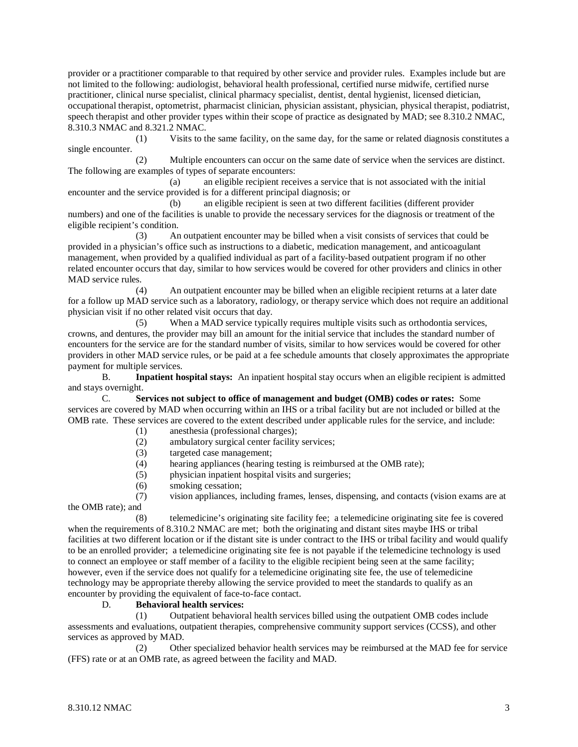provider or a practitioner comparable to that required by other service and provider rules. Examples include but are not limited to the following: audiologist, behavioral health professional, certified nurse midwife, certified nurse practitioner, clinical nurse specialist, clinical pharmacy specialist, dentist, dental hygienist, licensed dietician, occupational therapist, optometrist, pharmacist clinician, physician assistant, physician, physical therapist, podiatrist, speech therapist and other provider types within their scope of practice as designated by MAD; see 8.310.2 NMAC, 8.310.3 NMAC and 8.321.2 NMAC.

(1) Visits to the same facility, on the same day, for the same or related diagnosis constitutes a single encounter.

(2) Multiple encounters can occur on the same date of service when the services are distinct. The following are examples of types of separate encounters:

(a) an eligible recipient receives a service that is not associated with the initial encounter and the service provided is for a different principal diagnosis; or

(b) an eligible recipient is seen at two different facilities (different provider numbers) and one of the facilities is unable to provide the necessary services for the diagnosis or treatment of the eligible recipient's condition.

(3) An outpatient encounter may be billed when a visit consists of services that could be provided in a physician's office such as instructions to a diabetic, medication management, and anticoagulant management, when provided by a qualified individual as part of a facility-based outpatient program if no other related encounter occurs that day, similar to how services would be covered for other providers and clinics in other MAD service rules.

(4) An outpatient encounter may be billed when an eligible recipient returns at a later date for a follow up MAD service such as a laboratory, radiology, or therapy service which does not require an additional physician visit if no other related visit occurs that day.

(5) When a MAD service typically requires multiple visits such as orthodontia services, crowns, and dentures, the provider may bill an amount for the initial service that includes the standard number of encounters for the service are for the standard number of visits, similar to how services would be covered for other providers in other MAD service rules, or be paid at a fee schedule amounts that closely approximates the appropriate payment for multiple services.

B. **Inpatient hospital stays:** An inpatient hospital stay occurs when an eligible recipient is admitted and stays overnight.

C. **Services not subject to office of management and budget (OMB) codes or rates:** Some services are covered by MAD when occurring within an IHS or a tribal facility but are not included or billed at the OMB rate. These services are covered to the extent described under applicable rules for the service, and include:

(1) anesthesia (professional charges);

(2) ambulatory surgical center facility services;

(3) targeted case management;

(4) hearing appliances (hearing testing is reimbursed at the OMB rate);

(5) physician inpatient hospital visits and surgeries;

(6) smoking cessation;

(7) vision appliances, including frames, lenses, dispensing, and contacts (vision exams are at the OMB rate); and

(8) telemedicine's originating site facility fee; a telemedicine originating site fee is covered when the requirements of 8.310.2 NMAC are met; both the originating and distant sites maybe IHS or tribal facilities at two different location or if the distant site is under contract to the IHS or tribal facility and would qualify to be an enrolled provider; a telemedicine originating site fee is not payable if the telemedicine technology is used to connect an employee or staff member of a facility to the eligible recipient being seen at the same facility; however, even if the service does not qualify for a telemedicine originating site fee, the use of telemedicine technology may be appropriate thereby allowing the service provided to meet the standards to qualify as an encounter by providing the equivalent of face-to-face contact.

D. **Behavioral health services:**

(1) Outpatient behavioral health services billed using the outpatient OMB codes include assessments and evaluations, outpatient therapies, comprehensive community support services (CCSS), and other services as approved by MAD.

(2) Other specialized behavior health services may be reimbursed at the MAD fee for service (FFS) rate or at an OMB rate, as agreed between the facility and MAD.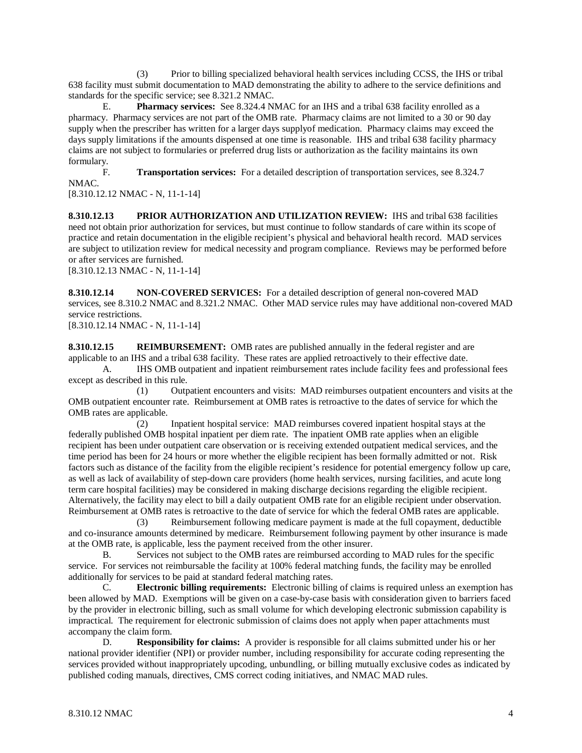(3) Prior to billing specialized behavioral health services including CCSS, the IHS or tribal 638 facility must submit documentation to MAD demonstrating the ability to adhere to the service definitions and standards for the specific service; see 8.321.2 NMAC.

E. **Pharmacy services:** See 8.324.4 NMAC for an IHS and a tribal 638 facility enrolled as a pharmacy. Pharmacy services are not part of the OMB rate. Pharmacy claims are not limited to a 30 or 90 day supply when the prescriber has written for a larger days supplyof medication. Pharmacy claims may exceed the days supply limitations if the amounts dispensed at one time is reasonable. IHS and tribal 638 facility pharmacy claims are not subject to formularies or preferred drug lists or authorization as the facility maintains its own formulary.

F. **Transportation services:** For a detailed description of transportation services, see 8.324.7 NMAC.

[8.310.12.12 NMAC - N, 11-1-14]

**8.310.12.13 PRIOR AUTHORIZATION AND UTILIZATION REVIEW:** IHS and tribal 638 facilities need not obtain prior authorization for services, but must continue to follow standards of care within its scope of practice and retain documentation in the eligible recipient's physical and behavioral health record. MAD services are subject to utilization review for medical necessity and program compliance. Reviews may be performed before or after services are furnished.

[8.310.12.13 NMAC - N, 11-1-14]

**8.310.12.14 NON-COVERED SERVICES:** For a detailed description of general non-covered MAD services, see 8.310.2 NMAC and 8.321.2 NMAC. Other MAD service rules may have additional non-covered MAD service restrictions.

[8.310.12.14 NMAC - N, 11-1-14]

**8.310.12.15 REIMBURSEMENT:** OMB rates are published annually in the federal register and are applicable to an IHS and a tribal 638 facility. These rates are applied retroactively to their effective date.

A. IHS OMB outpatient and inpatient reimbursement rates include facility fees and professional fees except as described in this rule.

(1) Outpatient encounters and visits: MAD reimburses outpatient encounters and visits at the OMB outpatient encounter rate. Reimbursement at OMB rates is retroactive to the dates of service for which the OMB rates are applicable.

(2) Inpatient hospital service: MAD reimburses covered inpatient hospital stays at the federally published OMB hospital inpatient per diem rate. The inpatient OMB rate applies when an eligible recipient has been under outpatient care observation or is receiving extended outpatient medical services, and the time period has been for 24 hours or more whether the eligible recipient has been formally admitted or not. Risk factors such as distance of the facility from the eligible recipient's residence for potential emergency follow up care, as well as lack of availability of step-down care providers (home health services, nursing facilities, and acute long term care hospital facilities) may be considered in making discharge decisions regarding the eligible recipient. Alternatively, the facility may elect to bill a daily outpatient OMB rate for an eligible recipient under observation. Reimbursement at OMB rates is retroactive to the date of service for which the federal OMB rates are applicable.

(3) Reimbursement following medicare payment is made at the full copayment, deductible and co-insurance amounts determined by medicare. Reimbursement following payment by other insurance is made at the OMB rate, is applicable, less the payment received from the other insurer.

B. Services not subject to the OMB rates are reimbursed according to MAD rules for the specific service. For services not reimbursable the facility at 100% federal matching funds, the facility may be enrolled additionally for services to be paid at standard federal matching rates.

C. **Electronic billing requirements:** Electronic billing of claims is required unless an exemption has been allowed by MAD. Exemptions will be given on a case-by-case basis with consideration given to barriers faced by the provider in electronic billing, such as small volume for which developing electronic submission capability is impractical. The requirement for electronic submission of claims does not apply when paper attachments must accompany the claim form.

D. **Responsibility for claims:** A provider is responsible for all claims submitted under his or her national provider identifier (NPI) or provider number, including responsibility for accurate coding representing the services provided without inappropriately upcoding, unbundling, or billing mutually exclusive codes as indicated by published coding manuals, directives, CMS correct coding initiatives, and NMAC MAD rules.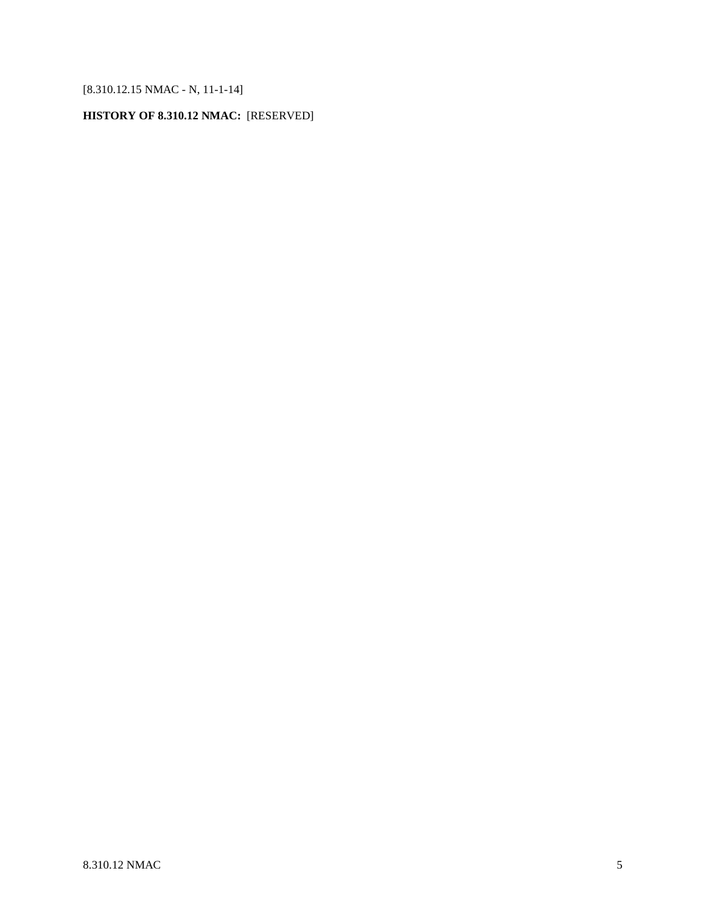[8.310.12.15 NMAC - N, 11-1-14]

**HISTORY OF 8.310.12 NMAC:** [RESERVED]